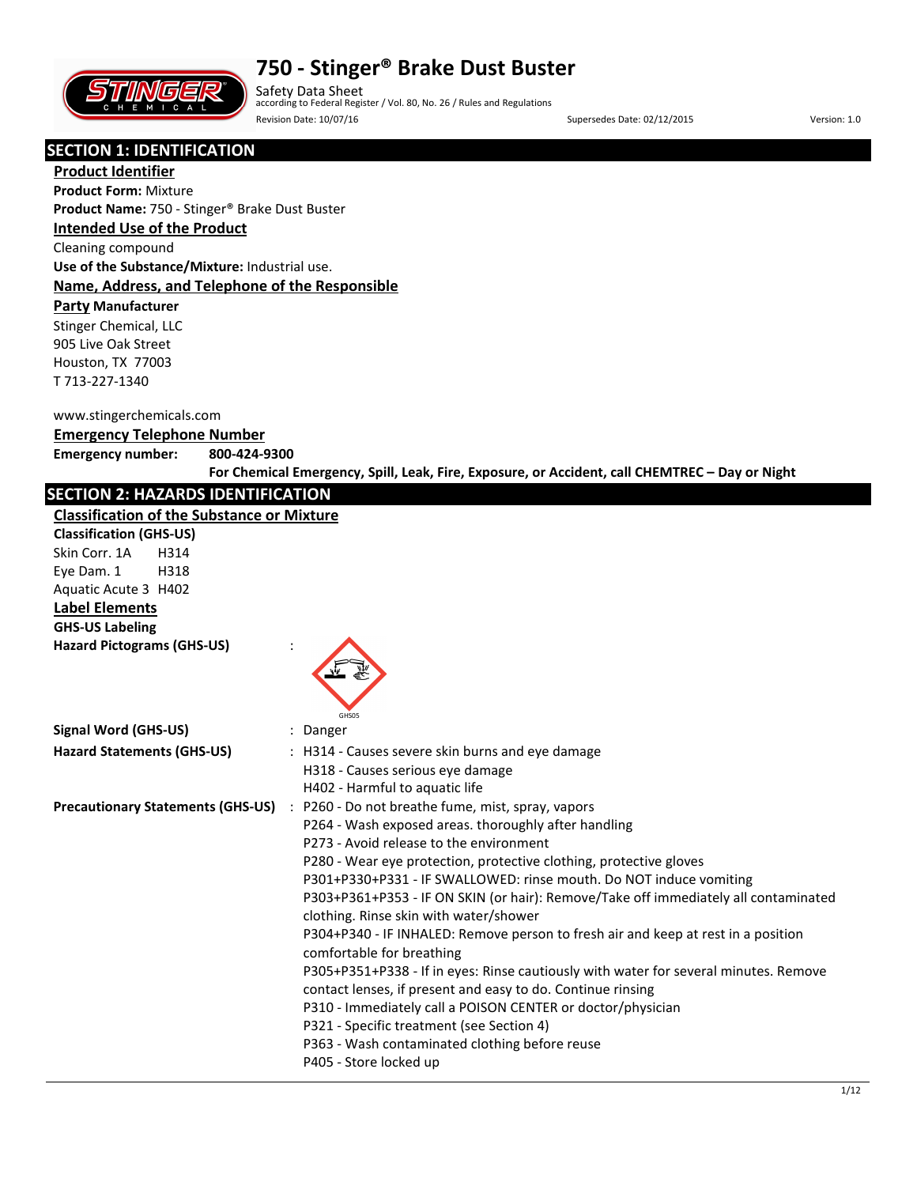# 750 - Stinger® Brake Dust Buster

Safety Data Sheet
according to Federal Register / Vol. 80, No. 26 / Rules and Regulations

Revision Date: 10/07/16 Supersedes Date: 02/12/2015 Version: 1.0

## SECTION 1: IDENTIFICATION

### Product Identifier

**Product Form:** Mixture

**Product Name:** 750 - Stinger® Brake Dust Buster

### Intended Use of the Product

Cleaning compound

**Use of the Substance/Mixture:** Industrial use.

### Name, Address, and Telephone of the Responsible Party

**Manufacturer**

Stinger Chemical, LLC
905 Live Oak Street
Houston, TX 77003
T 713-227-1340

www.stingerchemicals.com

### Emergency Telephone Number

**Emergency number:** **800-424-9300**

**For Chemical Emergency, Spill, Leak, Fire, Exposure, or Accident, call CHEMTREC – Day or Night**

## SECTION 2: HAZARDS IDENTIFICATION

### Classification of the Substance or Mixture

**Classification (GHS-US)**

Skin Corr. 1A H314
Eye Dam. 1 H318
Aquatic Acute 3 H402

### Label Elements

**GHS-US Labeling**

**Hazard Pictograms (GHS-US)** :

GHS05

**Signal Word (GHS-US)** : Danger

**Hazard Statements (GHS-US)** : H314 - Causes severe skin burns and eye damage
H318 - Causes serious eye damage
H402 - Harmful to aquatic life

**Precautionary Statements (GHS-US)** : P260 - Do not breathe fume, mist, spray, vapors
P264 - Wash exposed areas. thoroughly after handling
P273 - Avoid release to the environment
P280 - Wear eye protection, protective clothing, protective gloves
P301+P330+P331 - IF SWALLOWED: rinse mouth. Do NOT induce vomiting
P303+P361+P353 - IF ON SKIN (or hair): Remove/Take off immediately all contaminated clothing. Rinse skin with water/shower
P304+P340 - IF INHALED: Remove person to fresh air and keep at rest in a position comfortable for breathing
P305+P351+P338 - If in eyes: Rinse cautiously with water for several minutes. Remove contact lenses, if present and easy to do. Continue rinsing
P310 - Immediately call a POISON CENTER or doctor/physician
P321 - Specific treatment (see Section 4)
P363 - Wash contaminated clothing before reuse
P405 - Store locked up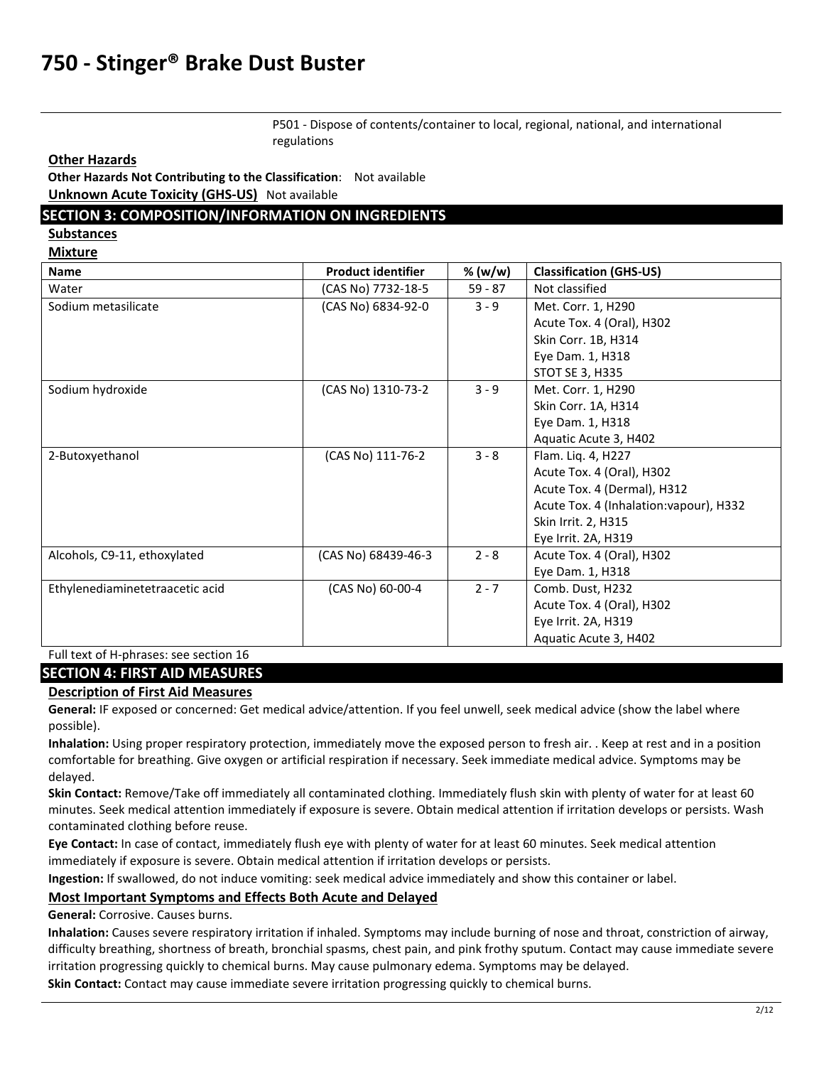P501 - Dispose of contents/container to local, regional, national, and international regulations

**Other Hazards**

**Other Hazards Not Contributing to the Classification**: Not available

**Unknown Acute Toxicity (GHS-US)** Not available

## SECTION 3: COMPOSITION/INFORMATION ON INGREDIENTS

**Substances**

**Mixture**

| Name | Product identifier | % (w/w) | Classification (GHS-US) |
|---|---|---|---|
| Water | (CAS No) 7732-18-5 | 59 - 87 | Not classified |
| Sodium metasilicate | (CAS No) 6834-92-0 | 3 - 9 | Met. Corr. 1, H290<br>Acute Tox. 4 (Oral), H302<br>Skin Corr. 1B, H314<br>Eye Dam. 1, H318<br>STOT SE 3, H335 |
| Sodium hydroxide | (CAS No) 1310-73-2 | 3 - 9 | Met. Corr. 1, H290<br>Skin Corr. 1A, H314<br>Eye Dam. 1, H318<br>Aquatic Acute 3, H402 |
| 2-Butoxyethanol | (CAS No) 111-76-2 | 3 - 8 | Flam. Liq. 4, H227<br>Acute Tox. 4 (Oral), H302<br>Acute Tox. 4 (Dermal), H312<br>Acute Tox. 4 (Inhalation:vapour), H332<br>Skin Irrit. 2, H315<br>Eye Irrit. 2A, H319 |
| Alcohols, C9-11, ethoxylated | (CAS No) 68439-46-3 | 2 - 8 | Acute Tox. 4 (Oral), H302<br>Eye Dam. 1, H318 |
| Ethylenediaminetetraacetic acid | (CAS No) 60-00-4 | 2 - 7 | Comb. Dust, H232<br>Acute Tox. 4 (Oral), H302<br>Eye Irrit. 2A, H319<br>Aquatic Acute 3, H402 |

Full text of H-phrases: see section 16

## SECTION 4: FIRST AID MEASURES

**Description of First Aid Measures**

**General:** IF exposed or concerned: Get medical advice/attention. If you feel unwell, seek medical advice (show the label where possible).

**Inhalation:** Using proper respiratory protection, immediately move the exposed person to fresh air. . Keep at rest and in a position comfortable for breathing. Give oxygen or artificial respiration if necessary. Seek immediate medical advice. Symptoms may be delayed.

**Skin Contact:** Remove/Take off immediately all contaminated clothing. Immediately flush skin with plenty of water for at least 60 minutes. Seek medical attention immediately if exposure is severe. Obtain medical attention if irritation develops or persists. Wash contaminated clothing before reuse.

**Eye Contact:** In case of contact, immediately flush eye with plenty of water for at least 60 minutes. Seek medical attention immediately if exposure is severe. Obtain medical attention if irritation develops or persists.

**Ingestion:** If swallowed, do not induce vomiting: seek medical advice immediately and show this container or label.

**Most Important Symptoms and Effects Both Acute and Delayed**

**General:** Corrosive. Causes burns.

**Inhalation:** Causes severe respiratory irritation if inhaled. Symptoms may include burning of nose and throat, constriction of airway, difficulty breathing, shortness of breath, bronchial spasms, chest pain, and pink frothy sputum. Contact may cause immediate severe irritation progressing quickly to chemical burns. May cause pulmonary edema. Symptoms may be delayed.

**Skin Contact:** Contact may cause immediate severe irritation progressing quickly to chemical burns.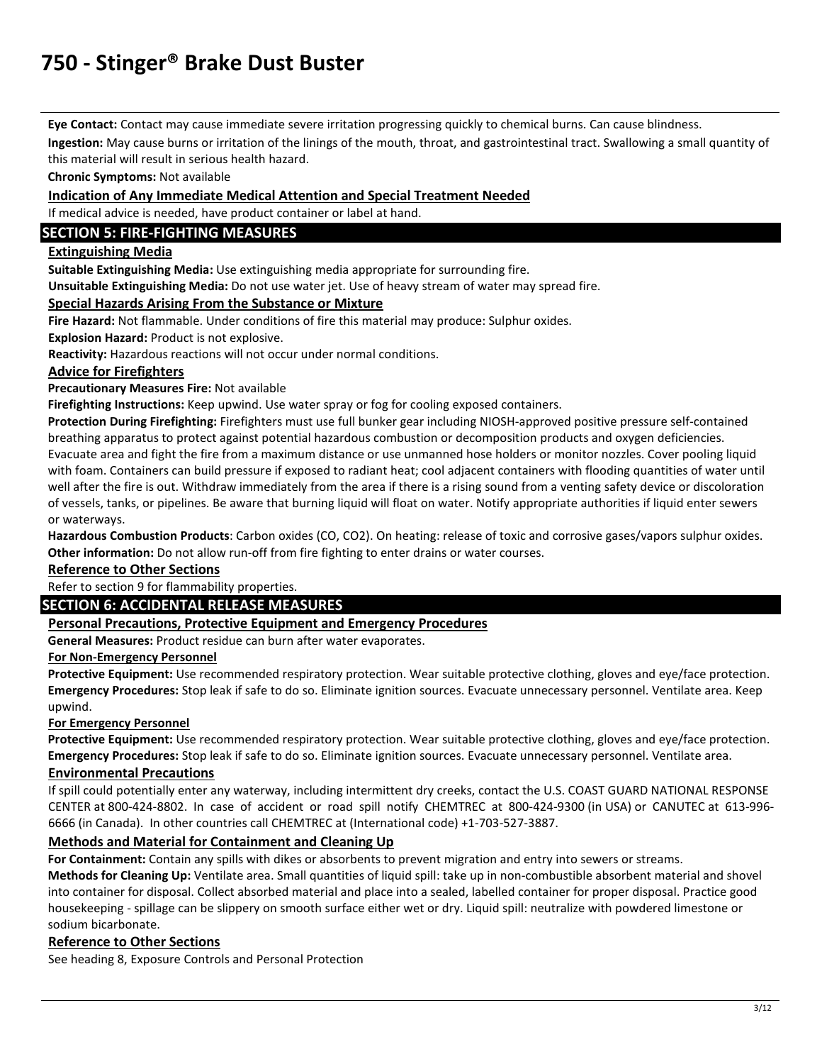**Eye Contact:** Contact may cause immediate severe irritation progressing quickly to chemical burns. Can cause blindness.

**Ingestion:** May cause burns or irritation of the linings of the mouth, throat, and gastrointestinal tract. Swallowing a small quantity of this material will result in serious health hazard.

**Chronic Symptoms:** Not available

### Indication of Any Immediate Medical Attention and Special Treatment Needed

If medical advice is needed, have product container or label at hand.

## SECTION 5: FIRE-FIGHTING MEASURES

### Extinguishing Media

**Suitable Extinguishing Media:** Use extinguishing media appropriate for surrounding fire.

**Unsuitable Extinguishing Media:** Do not use water jet. Use of heavy stream of water may spread fire.

### Special Hazards Arising From the Substance or Mixture

**Fire Hazard:** Not flammable. Under conditions of fire this material may produce: Sulphur oxides.

**Explosion Hazard:** Product is not explosive.

**Reactivity:** Hazardous reactions will not occur under normal conditions.

### Advice for Firefighters

**Precautionary Measures Fire:** Not available

**Firefighting Instructions:** Keep upwind. Use water spray or fog for cooling exposed containers.

**Protection During Firefighting:** Firefighters must use full bunker gear including NIOSH-approved positive pressure self-contained breathing apparatus to protect against potential hazardous combustion or decomposition products and oxygen deficiencies. Evacuate area and fight the fire from a maximum distance or use unmanned hose holders or monitor nozzles. Cover pooling liquid with foam. Containers can build pressure if exposed to radiant heat; cool adjacent containers with flooding quantities of water until well after the fire is out. Withdraw immediately from the area if there is a rising sound from a venting safety device or discoloration of vessels, tanks, or pipelines. Be aware that burning liquid will float on water. Notify appropriate authorities if liquid enter sewers or waterways.

**Hazardous Combustion Products**: Carbon oxides ($CO$, $CO_2$). On heating: release of toxic and corrosive gases/vapors sulphur oxides.

**Other information:** Do not allow run-off from fire fighting to enter drains or water courses.

### Reference to Other Sections

Refer to section 9 for flammability properties.

## SECTION 6: ACCIDENTAL RELEASE MEASURES

### Personal Precautions, Protective Equipment and Emergency Procedures

**General Measures:** Product residue can burn after water evaporates.

#### For Non-Emergency Personnel

**Protective Equipment:** Use recommended respiratory protection. Wear suitable protective clothing, gloves and eye/face protection.

**Emergency Procedures:** Stop leak if safe to do so. Eliminate ignition sources. Evacuate unnecessary personnel. Ventilate area. Keep upwind.

#### For Emergency Personnel

**Protective Equipment:** Use recommended respiratory protection. Wear suitable protective clothing, gloves and eye/face protection.

**Emergency Procedures:** Stop leak if safe to do so. Eliminate ignition sources. Evacuate unnecessary personnel. Ventilate area.

### Environmental Precautions

If spill could potentially enter any waterway, including intermittent dry creeks, contact the U.S. COAST GUARD NATIONAL RESPONSE CENTER at 800-424-8802. In case of accident or road spill notify CHEMTREC at 800-424-9300 (in USA) or CANUTEC at 613-996-6666 (in Canada). In other countries call CHEMTREC at (International code) +1-703-527-3887.

### Methods and Material for Containment and Cleaning Up

**For Containment:** Contain any spills with dikes or absorbents to prevent migration and entry into sewers or streams.

**Methods for Cleaning Up:** Ventilate area. Small quantities of liquid spill: take up in non-combustible absorbent material and shovel into container for disposal. Collect absorbed material and place into a sealed, labelled container for proper disposal. Practice good housekeeping - spillage can be slippery on smooth surface either wet or dry. Liquid spill: neutralize with powdered limestone or sodium bicarbonate.

### Reference to Other Sections

See heading 8, Exposure Controls and Personal Protection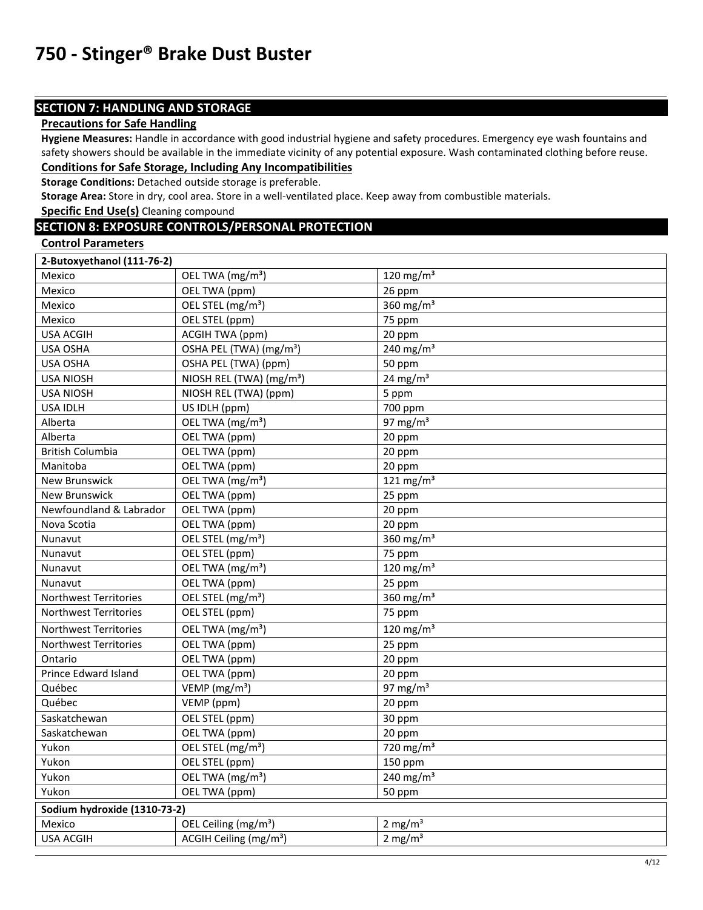# 750 - Stinger® Brake Dust Buster

## SECTION 7: HANDLING AND STORAGE

### Precautions for Safe Handling

**Hygiene Measures:** Handle in accordance with good industrial hygiene and safety procedures. Emergency eye wash fountains and safety showers should be available in the immediate vicinity of any potential exposure. Wash contaminated clothing before reuse.

### Conditions for Safe Storage, Including Any Incompatibilities

**Storage Conditions:** Detached outside storage is preferable.

**Storage Area:** Store in dry, cool area. Store in a well-ventilated place. Keep away from combustible materials.

**Specific End Use(s)** Cleaning compound

## SECTION 8: EXPOSURE CONTROLS/PERSONAL PROTECTION

### Control Parameters

| 2-Butoxyethanol (111-76-2) | | |
|---|---|---|
| Mexico | OEL TWA (mg/m³) | 120 mg/m³ |
| Mexico | OEL TWA (ppm) | 26 ppm |
| Mexico | OEL STEL (mg/m³) | 360 mg/m³ |
| Mexico | OEL STEL (ppm) | 75 ppm |
| USA ACGIH | ACGIH TWA (ppm) | 20 ppm |
| USA OSHA | OSHA PEL (TWA) (mg/m³) | 240 mg/m³ |
| USA OSHA | OSHA PEL (TWA) (ppm) | 50 ppm |
| USA NIOSH | NIOSH REL (TWA) (mg/m³) | 24 mg/m³ |
| USA NIOSH | NIOSH REL (TWA) (ppm) | 5 ppm |
| USA IDLH | US IDLH (ppm) | 700 ppm |
| Alberta | OEL TWA (mg/m³) | 97 mg/m³ |
| Alberta | OEL TWA (ppm) | 20 ppm |
| British Columbia | OEL TWA (ppm) | 20 ppm |
| Manitoba | OEL TWA (ppm) | 20 ppm |
| New Brunswick | OEL TWA (mg/m³) | 121 mg/m³ |
| New Brunswick | OEL TWA (ppm) | 25 ppm |
| Newfoundland & Labrador | OEL TWA (ppm) | 20 ppm |
| Nova Scotia | OEL TWA (ppm) | 20 ppm |
| Nunavut | OEL STEL (mg/m³) | 360 mg/m³ |
| Nunavut | OEL STEL (ppm) | 75 ppm |
| Nunavut | OEL TWA (mg/m³) | 120 mg/m³ |
| Nunavut | OEL TWA (ppm) | 25 ppm |
| Northwest Territories | OEL STEL (mg/m³) | 360 mg/m³ |
| Northwest Territories | OEL STEL (ppm) | 75 ppm |
| Northwest Territories | OEL TWA (mg/m³) | 120 mg/m³ |
| Northwest Territories | OEL TWA (ppm) | 25 ppm |
| Ontario | OEL TWA (ppm) | 20 ppm |
| Prince Edward Island | OEL TWA (ppm) | 20 ppm |
| Québec | VEMP (mg/m³) | 97 mg/m³ |
| Québec | VEMP (ppm) | 20 ppm |
| Saskatchewan | OEL STEL (ppm) | 30 ppm |
| Saskatchewan | OEL TWA (ppm) | 20 ppm |
| Yukon | OEL STEL (mg/m³) | 720 mg/m³ |
| Yukon | OEL STEL (ppm) | 150 ppm |
| Yukon | OEL TWA (mg/m³) | 240 mg/m³ |
| Yukon | OEL TWA (ppm) | 50 ppm |

| Sodium hydroxide (1310-73-2) | | |
|---|---|---|
| Mexico | OEL Ceiling (mg/m³) | 2 mg/m³ |
| USA ACGIH | ACGIH Ceiling (mg/m³) | 2 mg/m³ |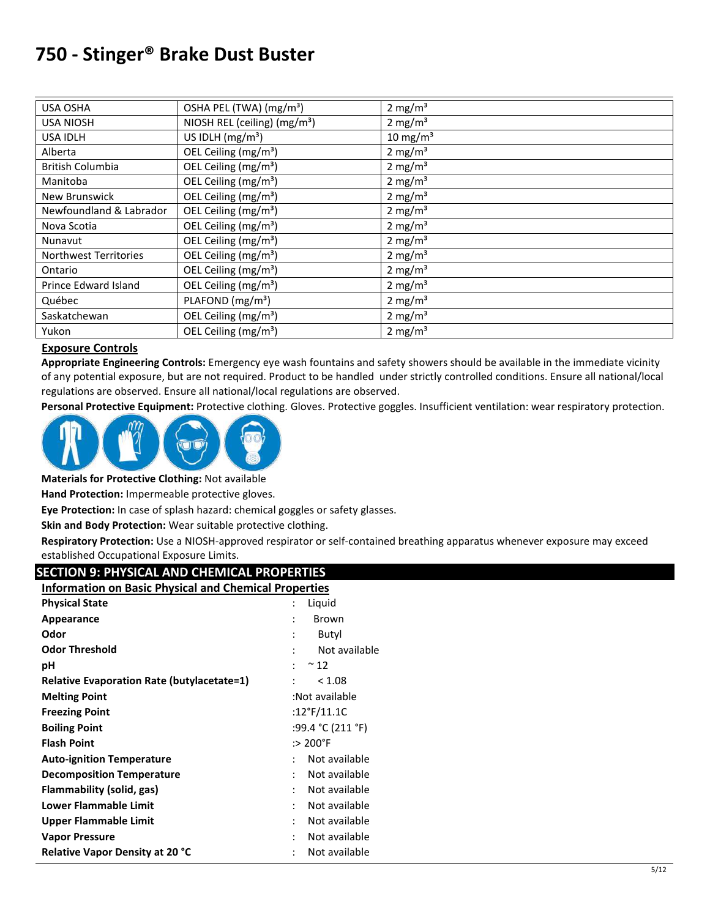| USA OSHA | OSHA PEL (TWA) (mg/m³) | 2 mg/m³ |
|---|---|---|
| USA NIOSH | NIOSH REL (ceiling) (mg/m³) | 2 mg/m³ |
| USA IDLH | US IDLH (mg/m³) | 10 mg/m³ |
| Alberta | OEL Ceiling (mg/m³) | 2 mg/m³ |
| British Columbia | OEL Ceiling (mg/m³) | 2 mg/m³ |
| Manitoba | OEL Ceiling (mg/m³) | 2 mg/m³ |
| New Brunswick | OEL Ceiling (mg/m³) | 2 mg/m³ |
| Newfoundland & Labrador | OEL Ceiling (mg/m³) | 2 mg/m³ |
| Nova Scotia | OEL Ceiling (mg/m³) | 2 mg/m³ |
| Nunavut | OEL Ceiling (mg/m³) | 2 mg/m³ |
| Northwest Territories | OEL Ceiling (mg/m³) | 2 mg/m³ |
| Ontario | OEL Ceiling (mg/m³) | 2 mg/m³ |
| Prince Edward Island | OEL Ceiling (mg/m³) | 2 mg/m³ |
| Québec | PLAFOND (mg/m³) | 2 mg/m³ |
| Saskatchewan | OEL Ceiling (mg/m³) | 2 mg/m³ |
| Yukon | OEL Ceiling (mg/m³) | 2 mg/m³ |

### Exposure Controls

**Appropriate Engineering Controls:** Emergency eye wash fountains and safety showers should be available in the immediate vicinity of any potential exposure, but are not required. Product to be handled under strictly controlled conditions. Ensure all national/local regulations are observed. Ensure all national/local regulations are observed.

**Personal Protective Equipment:** Protective clothing. Gloves. Protective goggles. Insufficient ventilation: wear respiratory protection.

**Materials for Protective Clothing:** Not available

**Hand Protection:** Impermeable protective gloves.

**Eye Protection:** In case of splash hazard: chemical goggles or safety glasses.

**Skin and Body Protection:** Wear suitable protective clothing.

**Respiratory Protection:** Use a NIOSH-approved respirator or self-contained breathing apparatus whenever exposure may exceed established Occupational Exposure Limits.

## SECTION 9: PHYSICAL AND CHEMICAL PROPERTIES

### Information on Basic Physical and Chemical Properties

| | |
|---|---|
| **Physical State** | : Liquid |
| **Appearance** | : Brown |
| **Odor** | : Butyl |
| **Odor Threshold** | : Not available |
| **pH** | : ~ 12 |
| **Relative Evaporation Rate (butylacetate=1)** | : < 1.08 |
| **Melting Point** | :Not available |
| **Freezing Point** | :12°F/11.1C |
| **Boiling Point** | :99.4 °C (211 °F) |
| **Flash Point** | :> 200°F |
| **Auto-ignition Temperature** | : Not available |
| **Decomposition Temperature** | : Not available |
| **Flammability (solid, gas)** | : Not available |
| **Lower Flammable Limit** | : Not available |
| **Upper Flammable Limit** | : Not available |
| **Vapor Pressure** | : Not available |
| **Relative Vapor Density at 20 °C** | : Not available |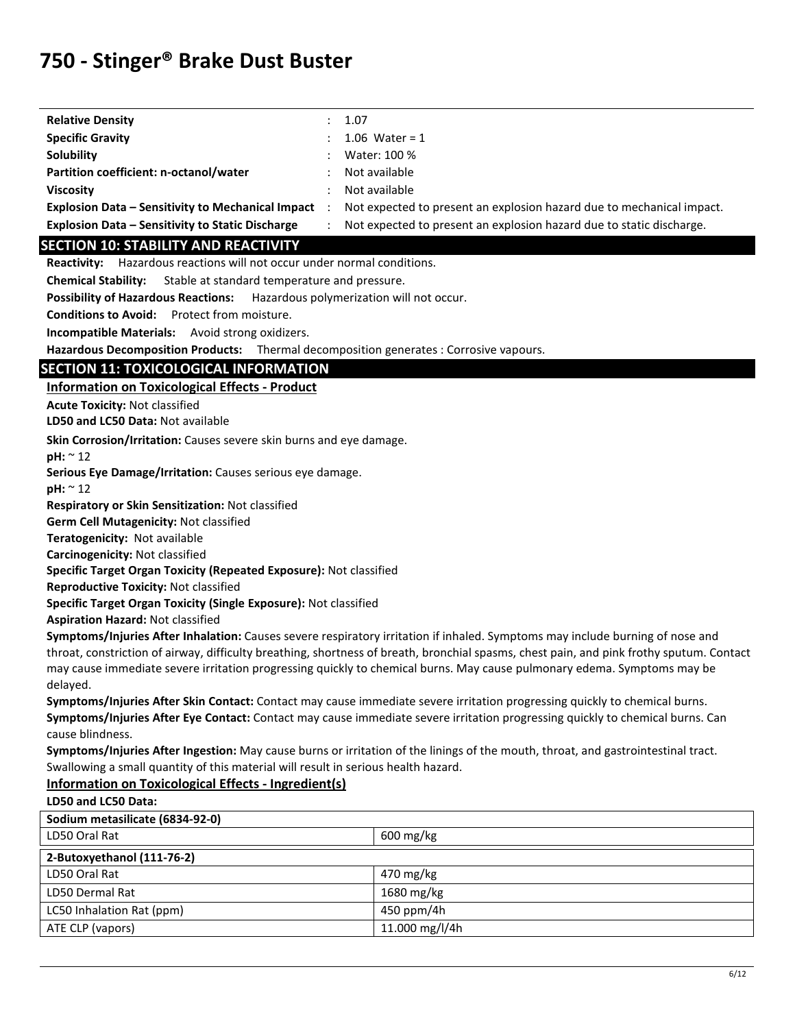| | | |
|---|---|---|
| **Relative Density** | : | 1.07 |
| **Specific Gravity** | : | 1.06 Water = 1 |
| **Solubility** | : | Water: 100 % |
| **Partition coefficient: n-octanol/water** | : | Not available |
| **Viscosity** | : | Not available |
| **Explosion Data – Sensitivity to Mechanical Impact** | : | Not expected to present an explosion hazard due to mechanical impact. |
| **Explosion Data – Sensitivity to Static Discharge** | : | Not expected to present an explosion hazard due to static discharge. |

## SECTION 10: STABILITY AND REACTIVITY

**Reactivity:** Hazardous reactions will not occur under normal conditions.

**Chemical Stability:** Stable at standard temperature and pressure.

**Possibility of Hazardous Reactions:** Hazardous polymerization will not occur.

**Conditions to Avoid:** Protect from moisture.

**Incompatible Materials:** Avoid strong oxidizers.

**Hazardous Decomposition Products:** Thermal decomposition generates : Corrosive vapours.

## SECTION 11: TOXICOLOGICAL INFORMATION

### Information on Toxicological Effects - Product

**Acute Toxicity:** Not classified

**LD50 and LC50 Data:** Not available

**Skin Corrosion/Irritation:** Causes severe skin burns and eye damage.

**pH:** ~ 12

**Serious Eye Damage/Irritation:** Causes serious eye damage.

**pH:** ~ 12

**Respiratory or Skin Sensitization:** Not classified

**Germ Cell Mutagenicity:** Not classified

**Teratogenicity:** Not available

**Carcinogenicity:** Not classified

**Specific Target Organ Toxicity (Repeated Exposure):** Not classified

**Reproductive Toxicity:** Not classified

**Specific Target Organ Toxicity (Single Exposure):** Not classified

**Aspiration Hazard:** Not classified

**Symptoms/Injuries After Inhalation:** Causes severe respiratory irritation if inhaled. Symptoms may include burning of nose and throat, constriction of airway, difficulty breathing, shortness of breath, bronchial spasms, chest pain, and pink frothy sputum. Contact may cause immediate severe irritation progressing quickly to chemical burns. May cause pulmonary edema. Symptoms may be delayed.

**Symptoms/Injuries After Skin Contact:** Contact may cause immediate severe irritation progressing quickly to chemical burns.

**Symptoms/Injuries After Eye Contact:** Contact may cause immediate severe irritation progressing quickly to chemical burns. Can cause blindness.

**Symptoms/Injuries After Ingestion:** May cause burns or irritation of the linings of the mouth, throat, and gastrointestinal tract. Swallowing a small quantity of this material will result in serious health hazard.

### Information on Toxicological Effects - Ingredient(s)

**LD50 and LC50 Data:**

| **Sodium metasilicate (6834-92-0)** | |
|---|---|
| LD50 Oral Rat | 600 mg/kg |

| **2-Butoxyethanol (111-76-2)** | |
|---|---|
| LD50 Oral Rat | 470 mg/kg |
| LD50 Dermal Rat | 1680 mg/kg |
| LC50 Inhalation Rat (ppm) | 450 ppm/4h |
| ATE CLP (vapors) | 11.000 mg/l/4h |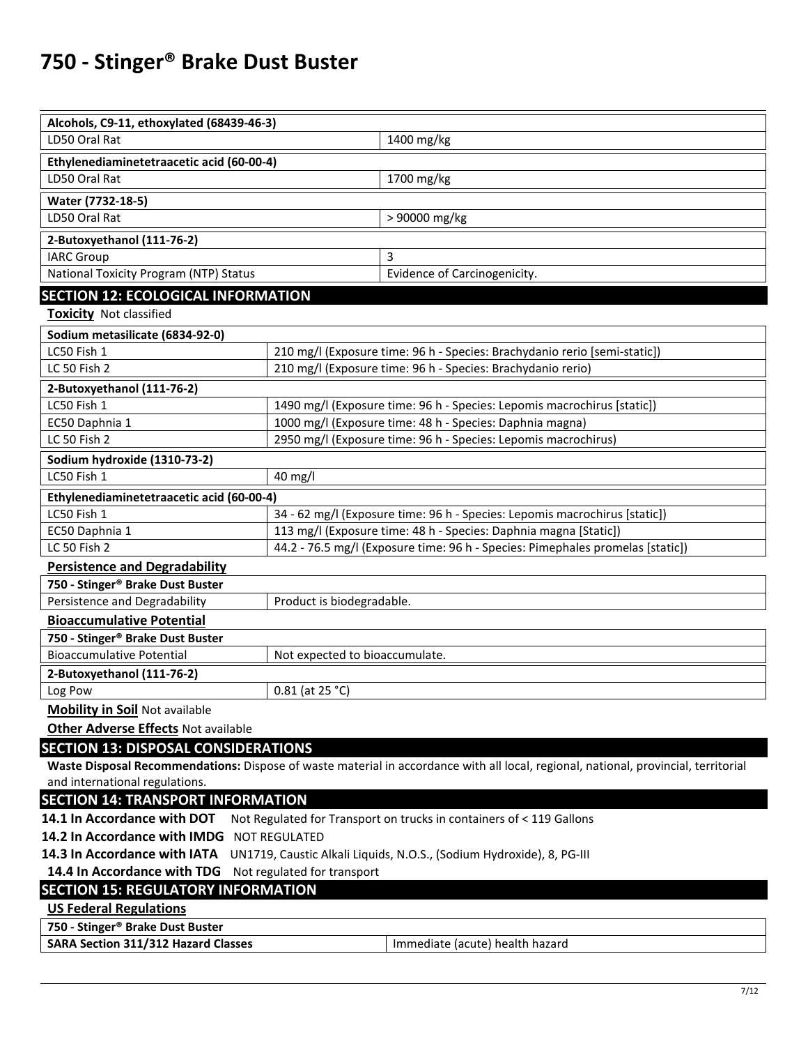| Alcohols, C9-11, ethoxylated (68439-46-3) | |
|---|---|
| LD50 Oral Rat | 1400 mg/kg |

| Ethylenediaminetetraacetic acid (60-00-4) | |
|---|---|
| LD50 Oral Rat | 1700 mg/kg |

| Water (7732-18-5) | |
|---|---|
| LD50 Oral Rat | > 90000 mg/kg |

| 2-Butoxyethanol (111-76-2) | |
|---|---|
| IARC Group | 3 |
| National Toxicity Program (NTP) Status | Evidence of Carcinogenicity. |

## SECTION 12: ECOLOGICAL INFORMATION

**Toxicity** Not classified

| Sodium metasilicate (6834-92-0) | |
|---|---|
| LC50 Fish 1 | 210 mg/l (Exposure time: 96 h - Species: Brachydanio rerio [semi-static]) |
| LC 50 Fish 2 | 210 mg/l (Exposure time: 96 h - Species: Brachydanio rerio) |

| 2-Butoxyethanol (111-76-2) | |
|---|---|
| LC50 Fish 1 | 1490 mg/l (Exposure time: 96 h - Species: Lepomis macrochirus [static]) |
| EC50 Daphnia 1 | 1000 mg/l (Exposure time: 48 h - Species: Daphnia magna) |
| LC 50 Fish 2 | 2950 mg/l (Exposure time: 96 h - Species: Lepomis macrochirus) |

| Sodium hydroxide (1310-73-2) | |
|---|---|
| LC50 Fish 1 | 40 mg/l |

| Ethylenediaminetetraacetic acid (60-00-4) | |
|---|---|
| LC50 Fish 1 | 34 - 62 mg/l (Exposure time: 96 h - Species: Lepomis macrochirus [static]) |
| EC50 Daphnia 1 | 113 mg/l (Exposure time: 48 h - Species: Daphnia magna [Static]) |
| LC 50 Fish 2 | 44.2 - 76.5 mg/l (Exposure time: 96 h - Species: Pimephales promelas [static]) |

**Persistence and Degradability**

| 750 - Stinger® Brake Dust Buster | |
|---|---|
| Persistence and Degradability | Product is biodegradable. |

**Bioaccumulative Potential**

| 750 - Stinger® Brake Dust Buster | |
|---|---|
| Bioaccumulative Potential | Not expected to bioaccumulate. |

| 2-Butoxyethanol (111-76-2) | |
|---|---|
| Log Pow | 0.81 (at 25 °C) |

**Mobility in Soil** Not available

**Other Adverse Effects** Not available

## SECTION 13: DISPOSAL CONSIDERATIONS

**Waste Disposal Recommendations:** Dispose of waste material in accordance with all local, regional, national, provincial, territorial and international regulations.

## SECTION 14: TRANSPORT INFORMATION

**14.1 In Accordance with DOT** Not Regulated for Transport on trucks in containers of < 119 Gallons

**14.2 In Accordance with IMDG** NOT REGULATED

**14.3 In Accordance with IATA** UN1719, Caustic Alkali Liquids, N.O.S., (Sodium Hydroxide), 8, PG-III

**14.4 In Accordance with TDG** Not regulated for transport

## SECTION 15: REGULATORY INFORMATION

**US Federal Regulations**

| 750 - Stinger® Brake Dust Buster | |
|---|---|
| **SARA Section 311/312 Hazard Classes** | Immediate (acute) health hazard |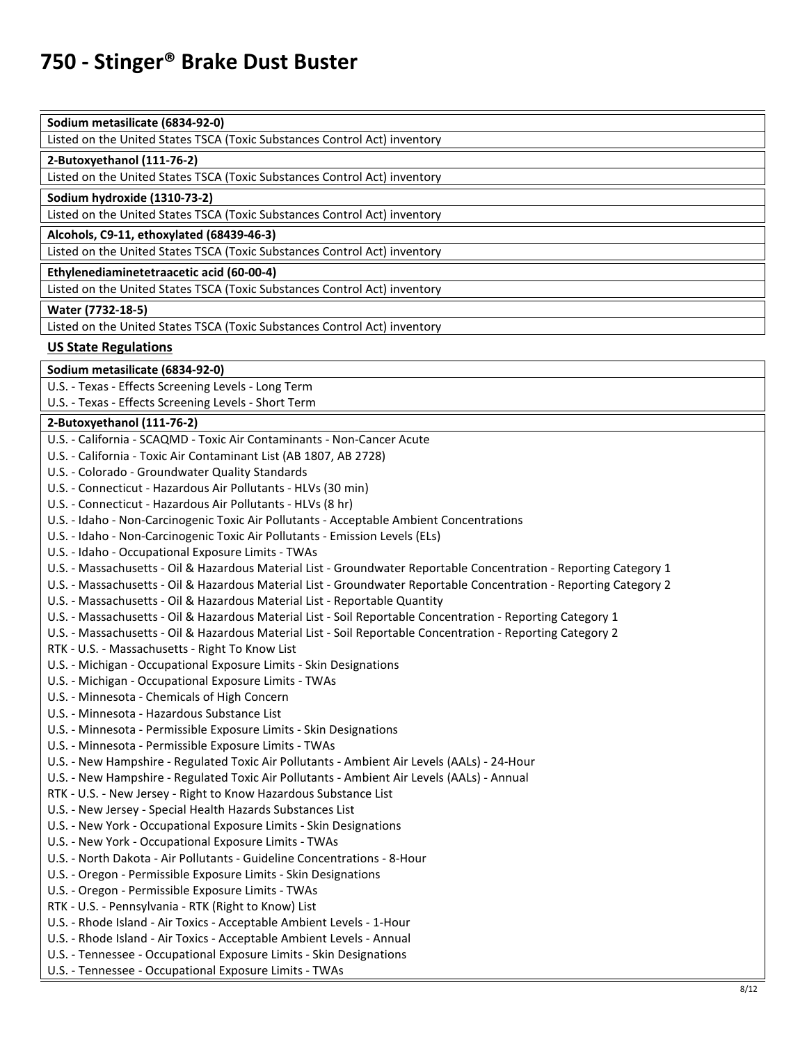**Sodium metasilicate (6834-92-0)**

Listed on the United States TSCA (Toxic Substances Control Act) inventory

**2-Butoxyethanol (111-76-2)**

Listed on the United States TSCA (Toxic Substances Control Act) inventory

**Sodium hydroxide (1310-73-2)**

Listed on the United States TSCA (Toxic Substances Control Act) inventory

**Alcohols, C9-11, ethoxylated (68439-46-3)**

Listed on the United States TSCA (Toxic Substances Control Act) inventory

**Ethylenediaminetetraacetic acid (60-00-4)**

Listed on the United States TSCA (Toxic Substances Control Act) inventory

**Water (7732-18-5)**

Listed on the United States TSCA (Toxic Substances Control Act) inventory

## US State Regulations

**Sodium metasilicate (6834-92-0)**

U.S. - Texas - Effects Screening Levels - Long Term
U.S. - Texas - Effects Screening Levels - Short Term

**2-Butoxyethanol (111-76-2)**

U.S. - California - SCAQMD - Toxic Air Contaminants - Non-Cancer Acute
U.S. - California - Toxic Air Contaminant List (AB 1807, AB 2728)
U.S. - Colorado - Groundwater Quality Standards
U.S. - Connecticut - Hazardous Air Pollutants - HLVs (30 min)
U.S. - Connecticut - Hazardous Air Pollutants - HLVs (8 hr)
U.S. - Idaho - Non-Carcinogenic Toxic Air Pollutants - Acceptable Ambient Concentrations
U.S. - Idaho - Non-Carcinogenic Toxic Air Pollutants - Emission Levels (ELs)
U.S. - Idaho - Occupational Exposure Limits - TWAs
U.S. - Massachusetts - Oil & Hazardous Material List - Groundwater Reportable Concentration - Reporting Category 1
U.S. - Massachusetts - Oil & Hazardous Material List - Groundwater Reportable Concentration - Reporting Category 2
U.S. - Massachusetts - Oil & Hazardous Material List - Reportable Quantity
U.S. - Massachusetts - Oil & Hazardous Material List - Soil Reportable Concentration - Reporting Category 1
U.S. - Massachusetts - Oil & Hazardous Material List - Soil Reportable Concentration - Reporting Category 2
RTK - U.S. - Massachusetts - Right To Know List
U.S. - Michigan - Occupational Exposure Limits - Skin Designations
U.S. - Michigan - Occupational Exposure Limits - TWAs
U.S. - Minnesota - Chemicals of High Concern
U.S. - Minnesota - Hazardous Substance List
U.S. - Minnesota - Permissible Exposure Limits - Skin Designations
U.S. - Minnesota - Permissible Exposure Limits - TWAs
U.S. - New Hampshire - Regulated Toxic Air Pollutants - Ambient Air Levels (AALs) - 24-Hour
U.S. - New Hampshire - Regulated Toxic Air Pollutants - Ambient Air Levels (AALs) - Annual
RTK - U.S. - New Jersey - Right to Know Hazardous Substance List
U.S. - New Jersey - Special Health Hazards Substances List
U.S. - New York - Occupational Exposure Limits - Skin Designations
U.S. - New York - Occupational Exposure Limits - TWAs
U.S. - North Dakota - Air Pollutants - Guideline Concentrations - 8-Hour
U.S. - Oregon - Permissible Exposure Limits - Skin Designations
U.S. - Oregon - Permissible Exposure Limits - TWAs
RTK - U.S. - Pennsylvania - RTK (Right to Know) List
U.S. - Rhode Island - Air Toxics - Acceptable Ambient Levels - 1-Hour
U.S. - Rhode Island - Air Toxics - Acceptable Ambient Levels - Annual
U.S. - Tennessee - Occupational Exposure Limits - Skin Designations
U.S. - Tennessee - Occupational Exposure Limits - TWAs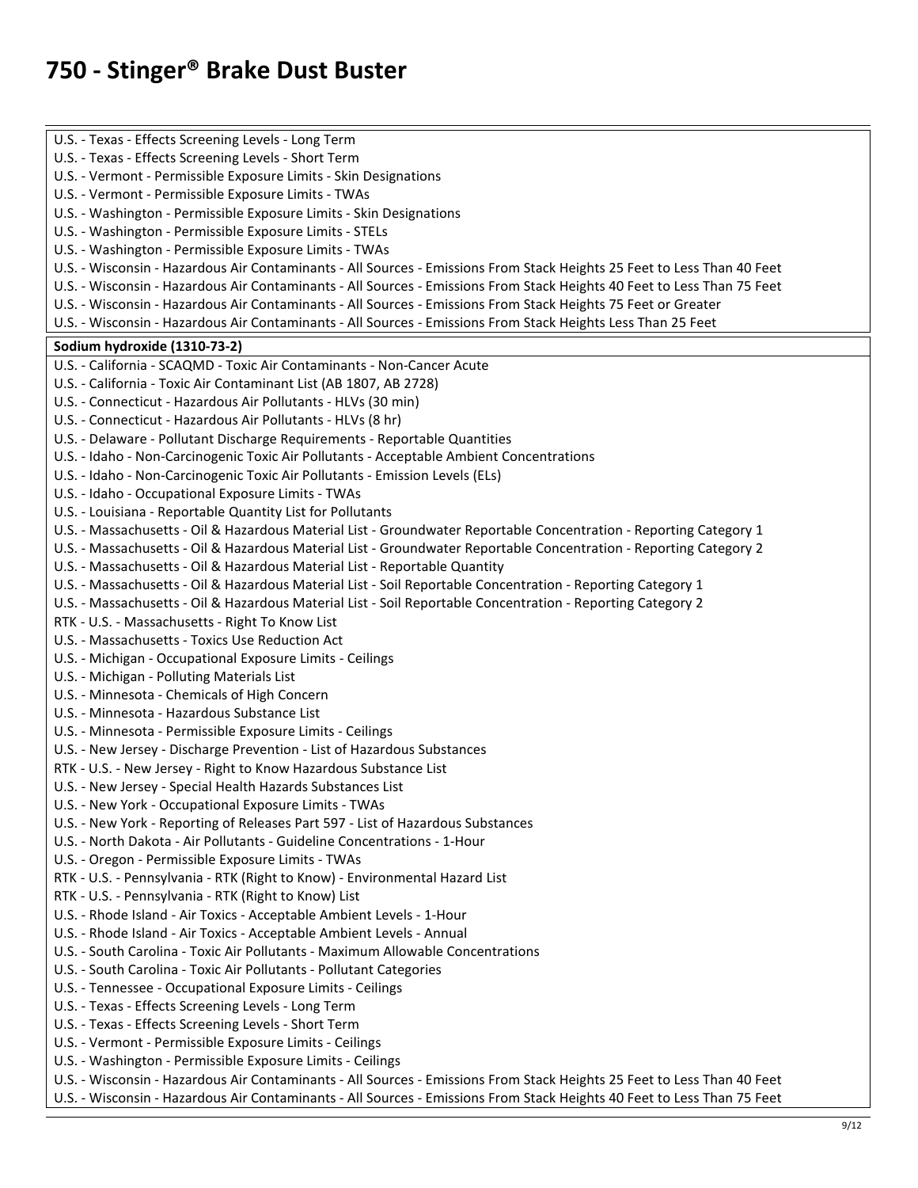| |
|---|
| U.S. - Texas - Effects Screening Levels - Long Term<br>U.S. - Texas - Effects Screening Levels - Short Term<br>U.S. - Vermont - Permissible Exposure Limits - Skin Designations<br>U.S. - Vermont - Permissible Exposure Limits - TWAs<br>U.S. - Washington - Permissible Exposure Limits - Skin Designations<br>U.S. - Washington - Permissible Exposure Limits - STELs<br>U.S. - Washington - Permissible Exposure Limits - TWAs<br>U.S. - Wisconsin - Hazardous Air Contaminants - All Sources - Emissions From Stack Heights 25 Feet to Less Than 40 Feet<br>U.S. - Wisconsin - Hazardous Air Contaminants - All Sources - Emissions From Stack Heights 40 Feet to Less Than 75 Feet<br>U.S. - Wisconsin - Hazardous Air Contaminants - All Sources - Emissions From Stack Heights 75 Feet or Greater<br>U.S. - Wisconsin - Hazardous Air Contaminants - All Sources - Emissions From Stack Heights Less Than 25 Feet |
| **Sodium hydroxide (1310-73-2)** |
| U.S. - California - SCAQMD - Toxic Air Contaminants - Non-Cancer Acute<br>U.S. - California - Toxic Air Contaminant List (AB 1807, AB 2728)<br>U.S. - Connecticut - Hazardous Air Pollutants - HLVs (30 min)<br>U.S. - Connecticut - Hazardous Air Pollutants - HLVs (8 hr)<br>U.S. - Delaware - Pollutant Discharge Requirements - Reportable Quantities<br>U.S. - Idaho - Non-Carcinogenic Toxic Air Pollutants - Acceptable Ambient Concentrations<br>U.S. - Idaho - Non-Carcinogenic Toxic Air Pollutants - Emission Levels (ELs)<br>U.S. - Idaho - Occupational Exposure Limits - TWAs<br>U.S. - Louisiana - Reportable Quantity List for Pollutants<br>U.S. - Massachusetts - Oil & Hazardous Material List - Groundwater Reportable Concentration - Reporting Category 1<br>U.S. - Massachusetts - Oil & Hazardous Material List - Groundwater Reportable Concentration - Reporting Category 2<br>U.S. - Massachusetts - Oil & Hazardous Material List - Reportable Quantity<br>U.S. - Massachusetts - Oil & Hazardous Material List - Soil Reportable Concentration - Reporting Category 1<br>U.S. - Massachusetts - Oil & Hazardous Material List - Soil Reportable Concentration - Reporting Category 2<br>RTK - U.S. - Massachusetts - Right To Know List<br>U.S. - Massachusetts - Toxics Use Reduction Act<br>U.S. - Michigan - Occupational Exposure Limits - Ceilings<br>U.S. - Michigan - Polluting Materials List<br>U.S. - Minnesota - Chemicals of High Concern<br>U.S. - Minnesota - Hazardous Substance List<br>U.S. - Minnesota - Permissible Exposure Limits - Ceilings<br>U.S. - New Jersey - Discharge Prevention - List of Hazardous Substances<br>RTK - U.S. - New Jersey - Right to Know Hazardous Substance List<br>U.S. - New Jersey - Special Health Hazards Substances List<br>U.S. - New York - Occupational Exposure Limits - TWAs<br>U.S. - New York - Reporting of Releases Part 597 - List of Hazardous Substances<br>U.S. - North Dakota - Air Pollutants - Guideline Concentrations - 1-Hour<br>U.S. - Oregon - Permissible Exposure Limits - TWAs<br>RTK - U.S. - Pennsylvania - RTK (Right to Know) - Environmental Hazard List<br>RTK - U.S. - Pennsylvania - RTK (Right to Know) List<br>U.S. - Rhode Island - Air Toxics - Acceptable Ambient Levels - 1-Hour<br>U.S. - Rhode Island - Air Toxics - Acceptable Ambient Levels - Annual<br>U.S. - South Carolina - Toxic Air Pollutants - Maximum Allowable Concentrations<br>U.S. - South Carolina - Toxic Air Pollutants - Pollutant Categories<br>U.S. - Tennessee - Occupational Exposure Limits - Ceilings<br>U.S. - Texas - Effects Screening Levels - Long Term<br>U.S. - Texas - Effects Screening Levels - Short Term<br>U.S. - Vermont - Permissible Exposure Limits - Ceilings<br>U.S. - Washington - Permissible Exposure Limits - Ceilings<br>U.S. - Wisconsin - Hazardous Air Contaminants - All Sources - Emissions From Stack Heights 25 Feet to Less Than 40 Feet<br>U.S. - Wisconsin - Hazardous Air Contaminants - All Sources - Emissions From Stack Heights 40 Feet to Less Than 75 Feet |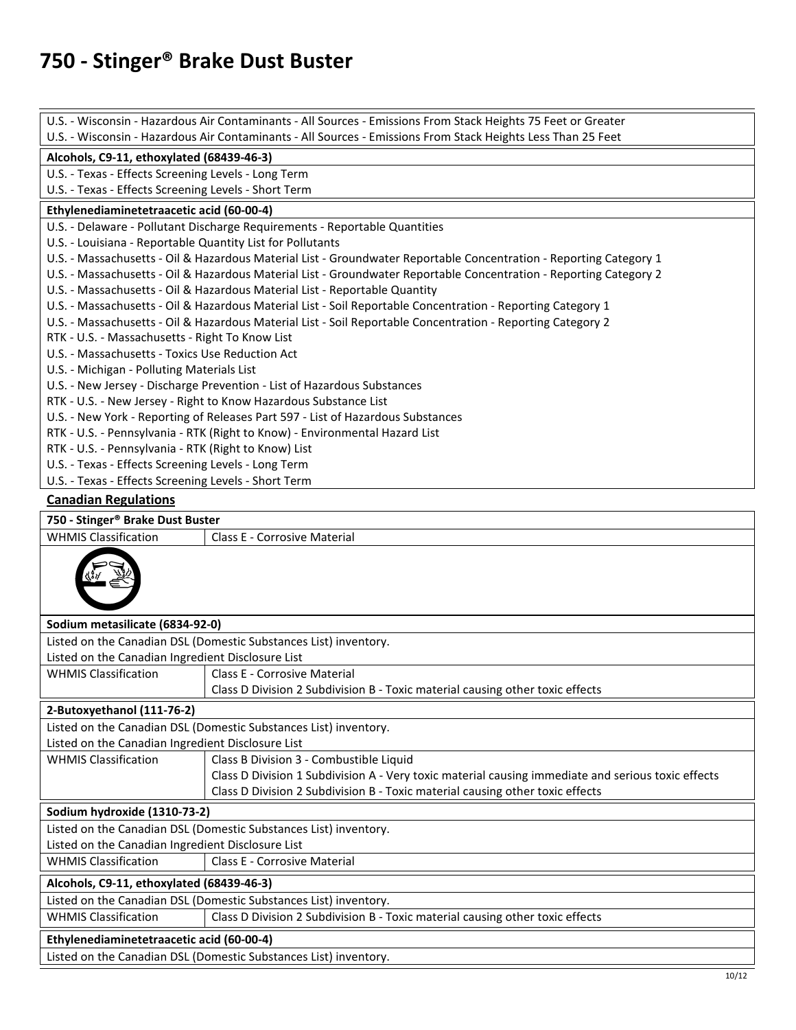# 750 - Stinger® Brake Dust Buster

U.S. - Wisconsin - Hazardous Air Contaminants - All Sources - Emissions From Stack Heights 75 Feet or Greater
U.S. - Wisconsin - Hazardous Air Contaminants - All Sources - Emissions From Stack Heights Less Than 25 Feet

**Alcohols, C9-11, ethoxylated (68439-46-3)**

U.S. - Texas - Effects Screening Levels - Long Term
U.S. - Texas - Effects Screening Levels - Short Term

**Ethylenediaminetetraacetic acid (60-00-4)**

U.S. - Delaware - Pollutant Discharge Requirements - Reportable Quantities
U.S. - Louisiana - Reportable Quantity List for Pollutants
U.S. - Massachusetts - Oil & Hazardous Material List - Groundwater Reportable Concentration - Reporting Category 1
U.S. - Massachusetts - Oil & Hazardous Material List - Groundwater Reportable Concentration - Reporting Category 2
U.S. - Massachusetts - Oil & Hazardous Material List - Reportable Quantity
U.S. - Massachusetts - Oil & Hazardous Material List - Soil Reportable Concentration - Reporting Category 1
U.S. - Massachusetts - Oil & Hazardous Material List - Soil Reportable Concentration - Reporting Category 2
RTK - U.S. - Massachusetts - Right To Know List
U.S. - Massachusetts - Toxics Use Reduction Act
U.S. - Michigan - Polluting Materials List
U.S. - New Jersey - Discharge Prevention - List of Hazardous Substances
RTK - U.S. - New Jersey - Right to Know Hazardous Substance List
U.S. - New York - Reporting of Releases Part 597 - List of Hazardous Substances
RTK - U.S. - Pennsylvania - RTK (Right to Know) - Environmental Hazard List
RTK - U.S. - Pennsylvania - RTK (Right to Know) List
U.S. - Texas - Effects Screening Levels - Long Term
U.S. - Texas - Effects Screening Levels - Short Term

## Canadian Regulations

**750 - Stinger® Brake Dust Buster**

| | |
|---|---|
| WHMIS Classification | Class E - Corrosive Material |

**Sodium metasilicate (6834-92-0)**

Listed on the Canadian DSL (Domestic Substances List) inventory.
Listed on the Canadian Ingredient Disclosure List

| | |
|---|---|
| WHMIS Classification | Class E - Corrosive Material<br>Class D Division 2 Subdivision B - Toxic material causing other toxic effects |

**2-Butoxyethanol (111-76-2)**

Listed on the Canadian DSL (Domestic Substances List) inventory.
Listed on the Canadian Ingredient Disclosure List

| | |
|---|---|
| WHMIS Classification | Class B Division 3 - Combustible Liquid<br>Class D Division 1 Subdivision A - Very toxic material causing immediate and serious toxic effects<br>Class D Division 2 Subdivision B - Toxic material causing other toxic effects |

**Sodium hydroxide (1310-73-2)**

Listed on the Canadian DSL (Domestic Substances List) inventory.
Listed on the Canadian Ingredient Disclosure List

| | |
|---|---|
| WHMIS Classification | Class E - Corrosive Material |

**Alcohols, C9-11, ethoxylated (68439-46-3)**

Listed on the Canadian DSL (Domestic Substances List) inventory.

| | |
|---|---|
| WHMIS Classification | Class D Division 2 Subdivision B - Toxic material causing other toxic effects |

**Ethylenediaminetetraacetic acid (60-00-4)**

Listed on the Canadian DSL (Domestic Substances List) inventory.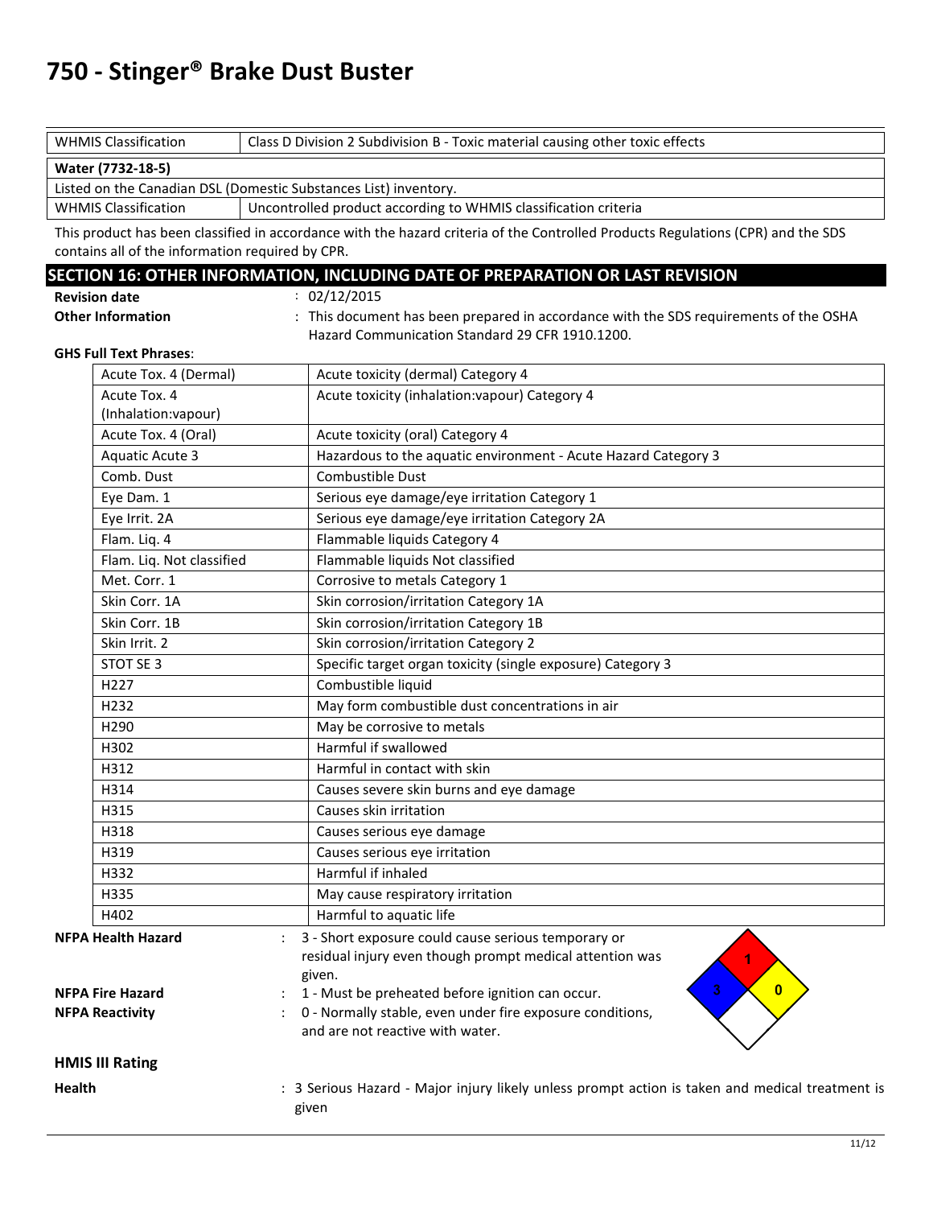# 750 - Stinger® Brake Dust Buster

| WHMIS Classification | Class D Division 2 Subdivision B - Toxic material causing other toxic effects |
|---|---|

| **Water (7732-18-5)** | |
|---|---|
| Listed on the Canadian DSL (Domestic Substances List) inventory. | |
| WHMIS Classification | Uncontrolled product according to WHMIS classification criteria |

This product has been classified in accordance with the hazard criteria of the Controlled Products Regulations (CPR) and the SDS contains all of the information required by CPR.

## SECTION 16: OTHER INFORMATION, INCLUDING DATE OF PREPARATION OR LAST REVISION

**Revision date** : 02/12/2015

**Other Information** : This document has been prepared in accordance with the SDS requirements of the OSHA Hazard Communication Standard 29 CFR 1910.1200.

**GHS Full Text Phrases**:

| | |
|---|---|
| Acute Tox. 4 (Dermal) | Acute toxicity (dermal) Category 4 |
| Acute Tox. 4 (Inhalation:vapour) | Acute toxicity (inhalation:vapour) Category 4 |
| Acute Tox. 4 (Oral) | Acute toxicity (oral) Category 4 |
| Aquatic Acute 3 | Hazardous to the aquatic environment - Acute Hazard Category 3 |
| Comb. Dust | Combustible Dust |
| Eye Dam. 1 | Serious eye damage/eye irritation Category 1 |
| Eye Irrit. 2A | Serious eye damage/eye irritation Category 2A |
| Flam. Liq. 4 | Flammable liquids Category 4 |
| Flam. Liq. Not classified | Flammable liquids Not classified |
| Met. Corr. 1 | Corrosive to metals Category 1 |
| Skin Corr. 1A | Skin corrosion/irritation Category 1A |
| Skin Corr. 1B | Skin corrosion/irritation Category 1B |
| Skin Irrit. 2 | Skin corrosion/irritation Category 2 |
| STOT SE 3 | Specific target organ toxicity (single exposure) Category 3 |
| H227 | Combustible liquid |
| H232 | May form combustible dust concentrations in air |
| H290 | May be corrosive to metals |
| H302 | Harmful if swallowed |
| H312 | Harmful in contact with skin |
| H314 | Causes severe skin burns and eye damage |
| H315 | Causes skin irritation |
| H318 | Causes serious eye damage |
| H319 | Causes serious eye irritation |
| H332 | Harmful if inhaled |
| H335 | May cause respiratory irritation |
| H402 | Harmful to aquatic life |

**NFPA Health Hazard** : 3 - Short exposure could cause serious temporary or residual injury even though prompt medical attention was given.

**NFPA Fire Hazard** : 1 - Must be preheated before ignition can occur.

**NFPA Reactivity** : 0 - Normally stable, even under fire exposure conditions, and are not reactive with water.

### HMIS III Rating

**Health** : 3 Serious Hazard - Major injury likely unless prompt action is taken and medical treatment is given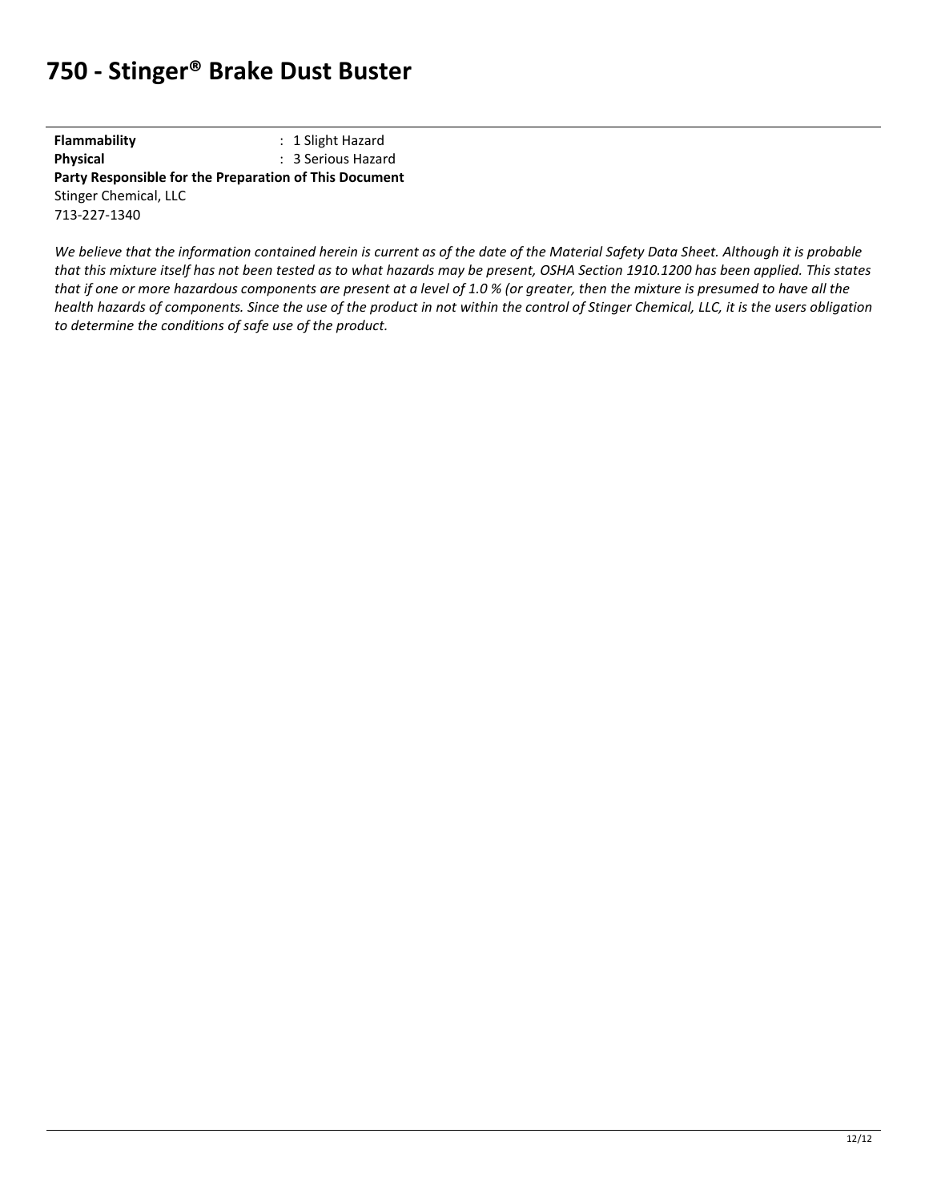**Flammability** : 1 Slight Hazard

**Physical** : 3 Serious Hazard

**Party Responsible for the Preparation of This Document**

Stinger Chemical, LLC

713-227-1340

*We believe that the information contained herein is current as of the date of the Material Safety Data Sheet. Although it is probable that this mixture itself has not been tested as to what hazards may be present, OSHA Section 1910.1200 has been applied. This states that if one or more hazardous components are present at a level of 1.0 % (or greater, then the mixture is presumed to have all the health hazards of components. Since the use of the product in not within the control of Stinger Chemical, LLC, it is the users obligation to determine the conditions of safe use of the product.*